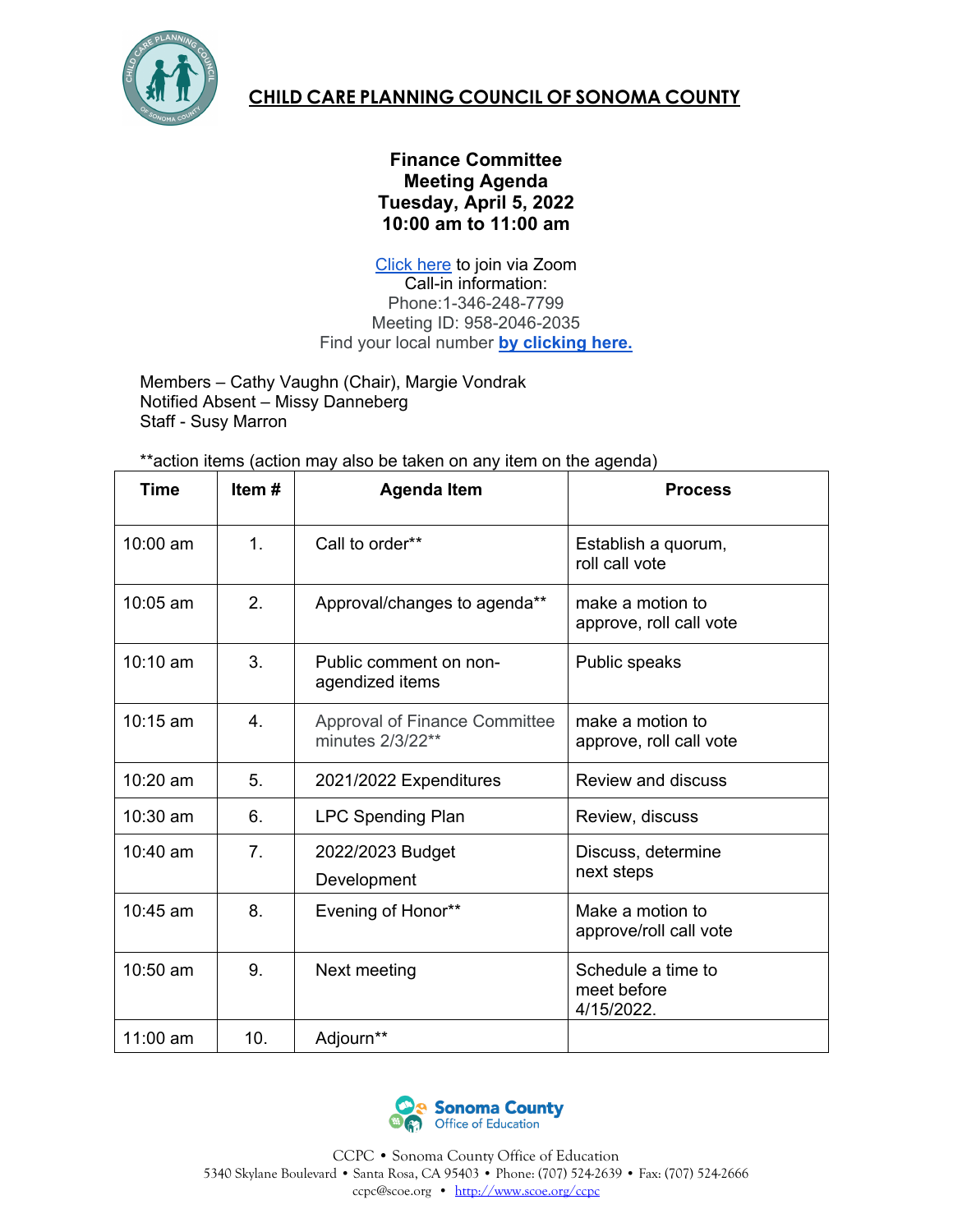# CHILD CARE PLANNING COUNCIL OF SONOMA COUNTY

**Finance Committee**
**Meeting Agenda**
**Tuesday, April 5, 2022**
**10:00 am to 11:00 am**

Click here to join via Zoom
Call-in information:
Phone:1-346-248-7799
Meeting ID: 958-2046-2035
Find your local number **by clicking here.**

Members – Cathy Vaughn (Chair), Margie Vondrak
Notified Absent – Missy Danneberg
Staff - Susy Marron

**action items (action may also be taken on any item on the agenda)

| Time | Item # | Agenda Item | Process |
|---|---|---|---|
| 10:00 am | 1. | Call to order** | Establish a quorum, roll call vote |
| 10:05 am | 2. | Approval/changes to agenda** | make a motion to approve, roll call vote |
| 10:10 am | 3. | Public comment on non-agendized items | Public speaks |
| 10:15 am | 4. | Approval of Finance Committee minutes 2/3/22** | make a motion to approve, roll call vote |
| 10:20 am | 5. | 2021/2022 Expenditures | Review and discuss |
| 10:30 am | 6. | LPC Spending Plan | Review, discuss |
| 10:40 am | 7. | 2022/2023 Budget Development | Discuss, determine next steps |
| 10:45 am | 8. | Evening of Honor** | Make a motion to approve/roll call vote |
| 10:50 am | 9. | Next meeting | Schedule a time to meet before 4/15/2022. |
| 11:00 am | 10. | Adjourn** | |

Sonoma County Office of Education

CCPC • Sonoma County Office of Education
5340 Skylane Boulevard • Santa Rosa, CA 95403 • Phone: (707) 524-2639 • Fax: (707) 524-2666
ccpc@scoe.org • http://www.scoe.org/ccpc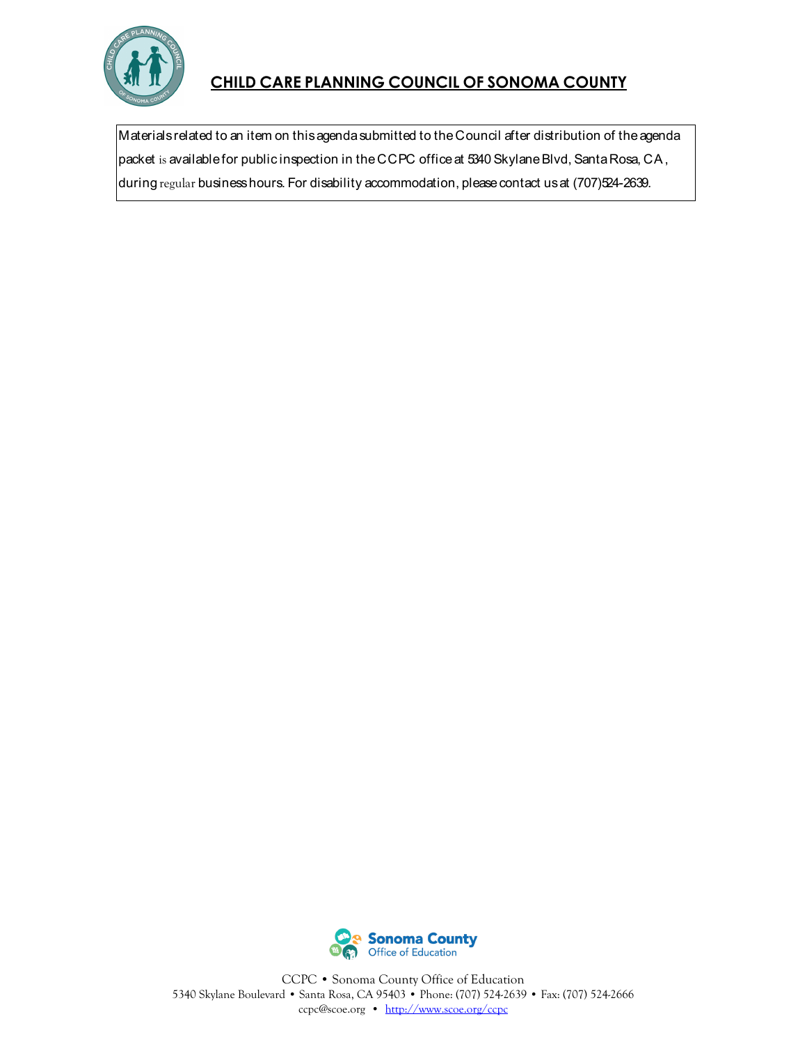## CHILD CARE PLANNING COUNCIL OF SONOMA COUNTY

Materials related to an item on this agenda submitted to the Council after distribution of the agenda packet is available for public inspection in the CCPC office at 5340 Skylane Blvd, Santa Rosa, CA, during regular business hours. For disability accommodation, please contact us at (707)524-2639.

Sonoma County Office of Education

CCPC • Sonoma County Office of Education
5340 Skylane Boulevard • Santa Rosa, CA 95403 • Phone: (707) 524-2639 • Fax: (707) 524-2666
ccpc@scoe.org • http://www.scoe.org/ccpc